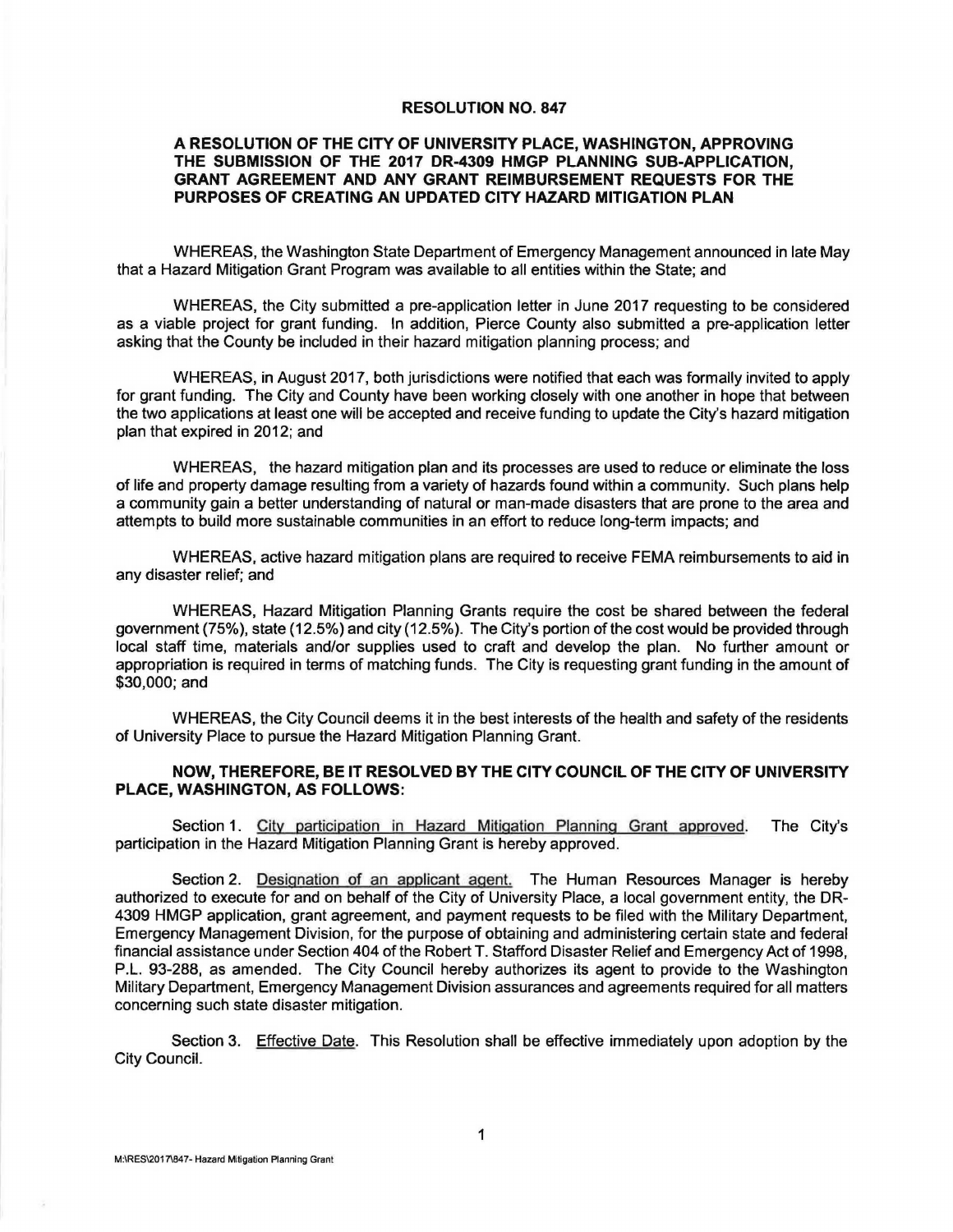# RESOLUTION NO. 847

## A RESOLUTION OF THE CITY OF UNIVERSITY PLACE, WASHINGTON, APPROVING THE SUBMISSION OF THE 2017 DR-4309 HMGP PLANNING SUB-APPLICATION, GRANT AGREEMENT AND ANY GRANT REIMBURSEMENT REQUESTS FOR THE PURPOSES OF CREATING AN UPDATED CITY HAZARD MITIGATION PLAN

WHEREAS, the Washington State Department of Emergency Management announced in late May that a Hazard Mitigation Grant Program was available to all entities within the State; and

WHEREAS, the City submitted a pre-application letter in June 2017 requesting to be considered as a viable project for grant funding. In addition, Pierce County also submitted a pre-application letter asking that the County be included in their hazard mitigation planning process; and

WHEREAS, in August 2017, both jurisdictions were notified that each was formally invited to apply for grant funding. The City and County have been working closely with one another in hope that between the two applications at least one will be accepted and receive funding to update the City's hazard mitigation plan that expired in 2012; and

WHEREAS, the hazard mitigation plan and its processes are used to reduce or eliminate the loss of life and property damage resulting from a variety of hazards found within a community. Such plans help a community gain a better understanding of natural or man-made disasters that are prone to the area and attempts to build more sustainable communities in an effort to reduce long-term impacts; and

WHEREAS, active hazard mitigation plans are required to receive FEMA reimbursements to aid in any disaster relief; and

WHEREAS, Hazard Mitigation Planning Grants require the cost be shared between the federal government (75%), state (12.5%) and city (12.5%). The City's portion of the cost would be provided through local staff time, materials and/or supplies used to craft and develop the plan. No further amount or appropriation is required in terms of matching funds. The City is requesting grant funding in the amount of $30,000; and

WHEREAS, the City Council deems it in the best interests of the health and safety of the residents of University Place to pursue the Hazard Mitigation Planning Grant.

**NOW, THEREFORE, BE IT RESOLVED BY THE CITY COUNCIL OF THE CITY OF UNIVERSITY PLACE, WASHINGTON, AS FOLLOWS:**

Section 1. City participation in Hazard Mitigation Planning Grant approved. The City's participation in the Hazard Mitigation Planning Grant is hereby approved.

Section 2. Designation of an applicant agent. The Human Resources Manager is hereby authorized to execute for and on behalf of the City of University Place, a local government entity, the DR-4309 HMGP application, grant agreement, and payment requests to be filed with the Military Department, Emergency Management Division, for the purpose of obtaining and administering certain state and federal financial assistance under Section 404 of the Robert T. Stafford Disaster Relief and Emergency Act of 1998, P.L. 93-288, as amended. The City Council hereby authorizes its agent to provide to the Washington Military Department, Emergency Management Division assurances and agreements required for all matters concerning such state disaster mitigation.

Section 3. Effective Date. This Resolution shall be effective immediately upon adoption by the City Council.

M:\RES\2017\847- Hazard Mitigation Planning Grant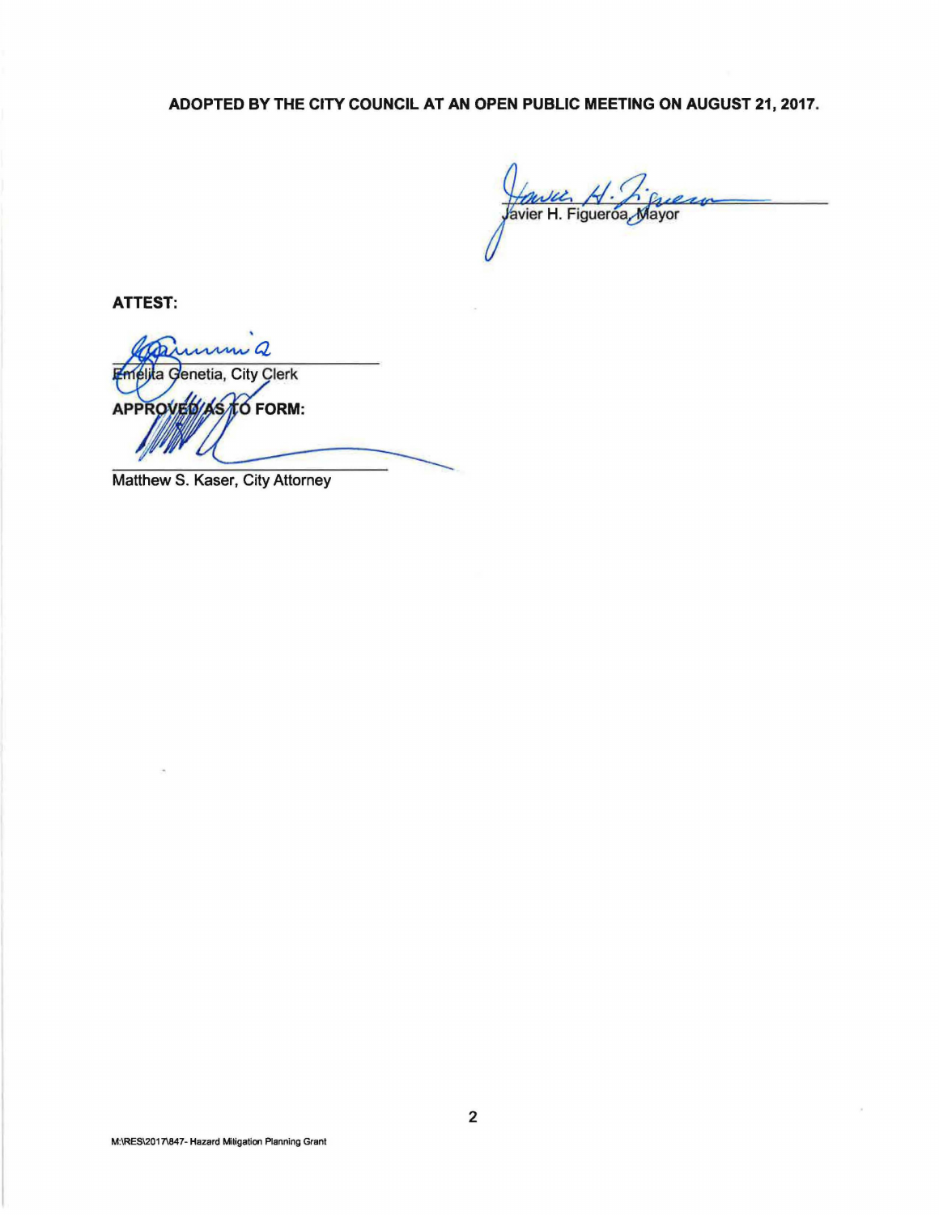**ADOPTED BY THE CITY COUNCIL AT AN OPEN PUBLIC MEETING ON AUGUST 21, 2017.**

Javier H. Figueroa, Mayor

**ATTEST:**

Emelita Genetia, City Clerk

**APPROVED AS TO FORM:**

Matthew S. Kaser, City Attorney

M:\RES\2017\847- Hazard Mitigation Planning Grant